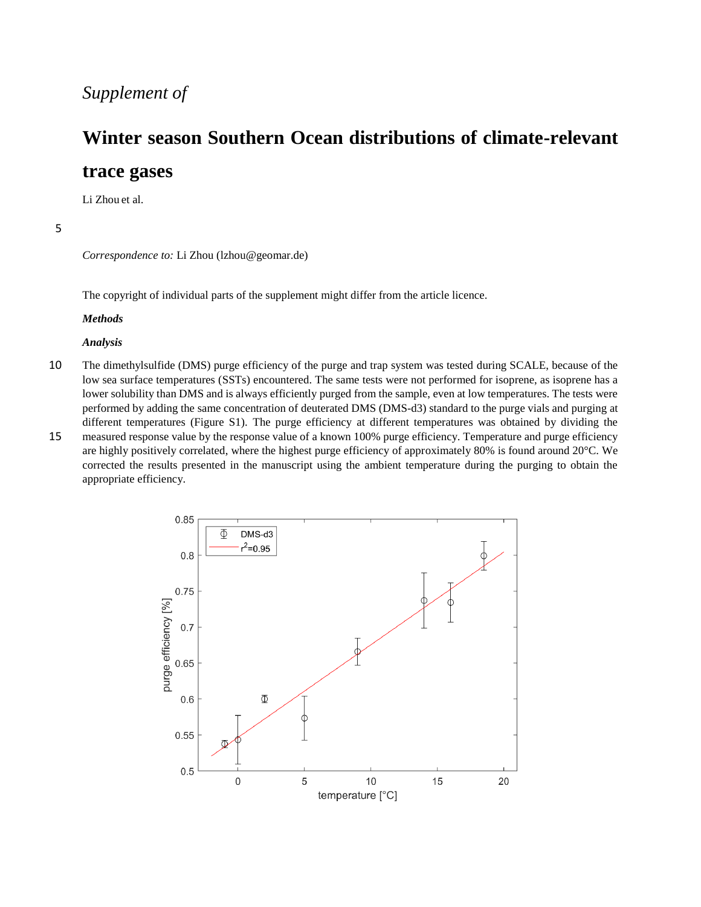*Supplement of*

# Winter season Southern Ocean distributions of climate-relevant trace gases

Li Zhou et al.

*Correspondence to:* Li Zhou (lzhou@geomar.de)

The copyright of individual parts of the supplement might differ from the article licence.

***Methods***

***Analysis***

The dimethylsulfide (DMS) purge efficiency of the purge and trap system was tested during SCALE, because of the low sea surface temperatures (SSTs) encountered. The same tests were not performed for isoprene, as isoprene has a lower solubility than DMS and is always efficiently purged from the sample, even at low temperatures. The tests were performed by adding the same concentration of deuterated DMS (DMS-d3) standard to the purge vials and purging at different temperatures (Figure S1). The purge efficiency at different temperatures was obtained by dividing the measured response value by the response value of a known 100% purge efficiency. Temperature and purge efficiency are highly positively correlated, where the highest purge efficiency of approximately 80% is found around 20°C. We corrected the results presented in the manuscript using the ambient temperature during the purging to obtain the appropriate efficiency.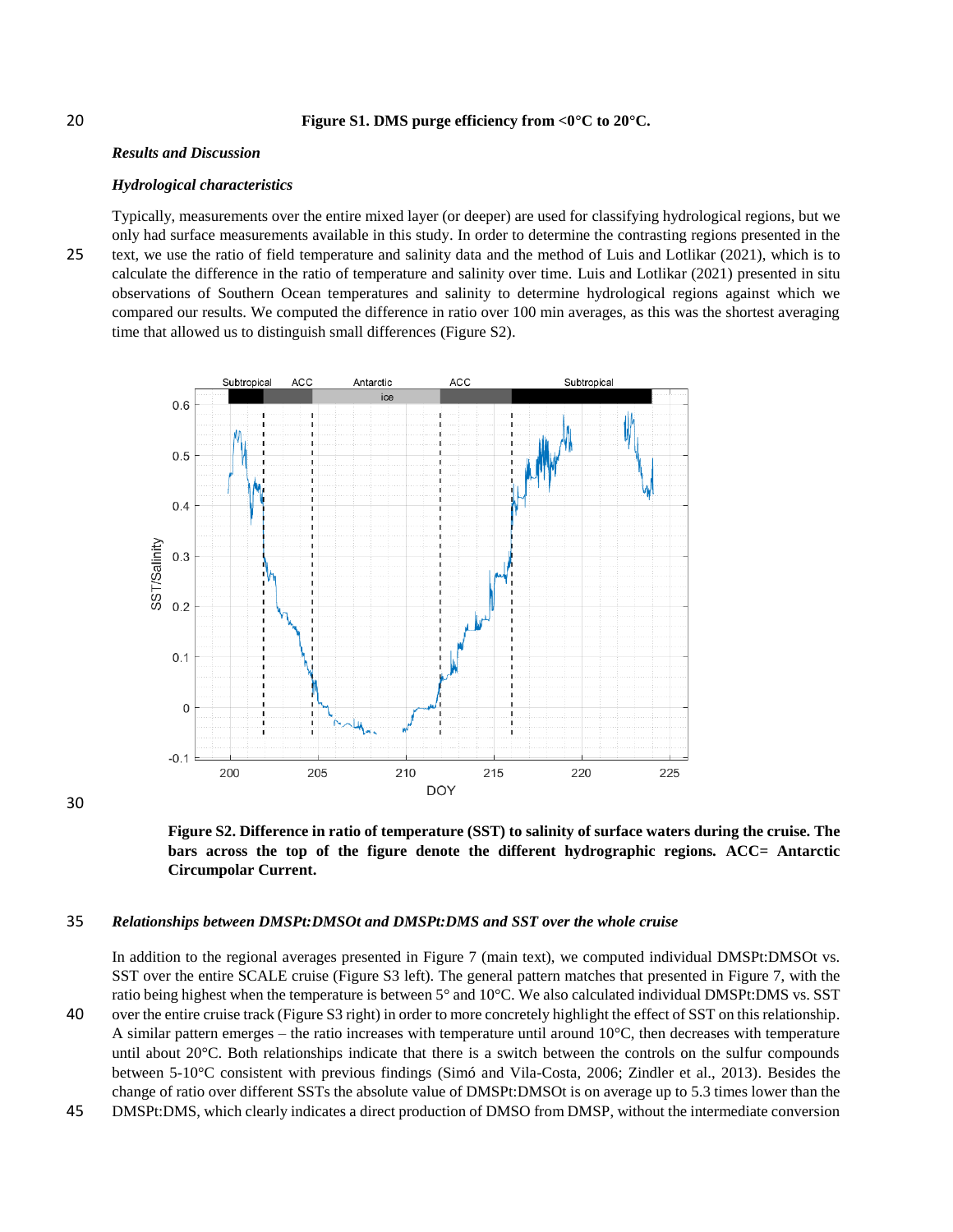**Figure S1. DMS purge efficiency from <0°C to 20°C.**

## *Results and Discussion*

### *Hydrological characteristics*

Typically, measurements over the entire mixed layer (or deeper) are used for classifying hydrological regions, but we only had surface measurements available in this study. In order to determine the contrasting regions presented in the text, we use the ratio of field temperature and salinity data and the method of Luis and Lotlikar (2021), which is to calculate the difference in the ratio of temperature and salinity over time. Luis and Lotlikar (2021) presented in situ observations of Southern Ocean temperatures and salinity to determine hydrological regions against which we compared our results. We computed the difference in ratio over 100 min averages, as this was the shortest averaging time that allowed us to distinguish small differences (Figure S2).

**Figure S2. Difference in ratio of temperature (SST) to salinity of surface waters during the cruise. The bars across the top of the figure denote the different hydrographic regions. ACC= Antarctic Circumpolar Current.**

### *Relationships between DMSPt:DMSOt and DMSPt:DMS and SST over the whole cruise*

In addition to the regional averages presented in Figure 7 (main text), we computed individual DMSPt:DMSOt vs. SST over the entire SCALE cruise (Figure S3 left). The general pattern matches that presented in Figure 7, with the ratio being highest when the temperature is between 5° and 10°C. We also calculated individual DMSPt:DMS vs. SST over the entire cruise track (Figure S3 right) in order to more concretely highlight the effect of SST on this relationship. A similar pattern emerges – the ratio increases with temperature until around 10°C, then decreases with temperature until about 20°C. Both relationships indicate that there is a switch between the controls on the sulfur compounds between 5-10°C consistent with previous findings (Simó and Vila-Costa, 2006; Zindler et al., 2013). Besides the change of ratio over different SSTs the absolute value of DMSPt:DMSOt is on average up to 5.3 times lower than the DMSPt:DMS, which clearly indicates a direct production of DMSO from DMSP, without the intermediate conversion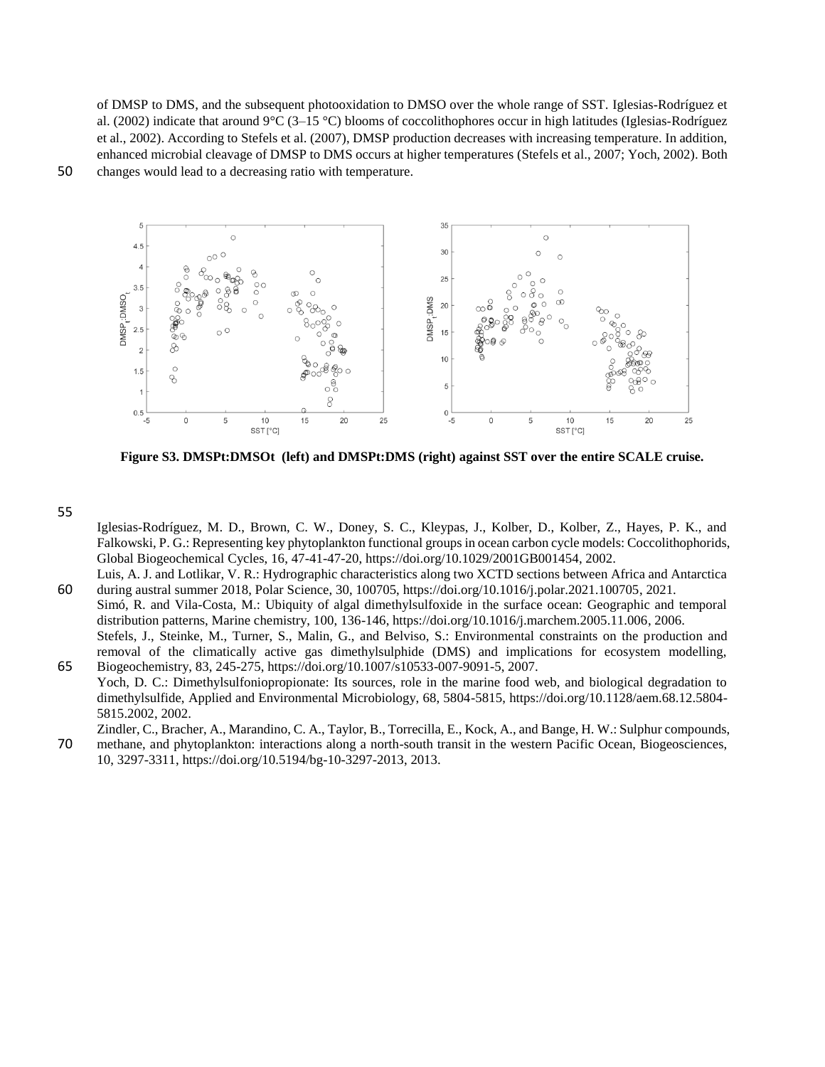of DMSP to DMS, and the subsequent photooxidation to DMSO over the whole range of SST. Iglesias-Rodríguez et al. (2002) indicate that around 9°C (3–15 °C) blooms of coccolithophores occur in high latitudes (Iglesias-Rodríguez et al., 2002). According to Stefels et al. (2007), DMSP production decreases with increasing temperature. In addition, enhanced microbial cleavage of DMSP to DMS occurs at higher temperatures (Stefels et al., 2007; Yoch, 2002). Both changes would lead to a decreasing ratio with temperature.

DMSP$_t$:DMSO$_t$

SST [°C]

DMSP$_t$:DMS

SST [°C]

**Figure S3. DMSPt:DMSOt (left) and DMSPt:DMS (right) against SST over the entire SCALE cruise.**

Iglesias-Rodríguez, M. D., Brown, C. W., Doney, S. C., Kleypas, J., Kolber, D., Kolber, Z., Hayes, P. K., and Falkowski, P. G.: Representing key phytoplankton functional groups in ocean carbon cycle models: Coccolithophorids, Global Biogeochemical Cycles, 16, 47-41-47-20, https://doi.org/10.1029/2001GB001454, 2002.

Luis, A. J. and Lotlikar, V. R.: Hydrographic characteristics along two XCTD sections between Africa and Antarctica during austral summer 2018, Polar Science, 30, 100705, https://doi.org/10.1016/j.polar.2021.100705, 2021.

Simó, R. and Vila-Costa, M.: Ubiquity of algal dimethylsulfoxide in the surface ocean: Geographic and temporal distribution patterns, Marine chemistry, 100, 136-146, https://doi.org/10.1016/j.marchem.2005.11.006, 2006.

Stefels, J., Steinke, M., Turner, S., Malin, G., and Belviso, S.: Environmental constraints on the production and removal of the climatically active gas dimethylsulphide (DMS) and implications for ecosystem modelling, Biogeochemistry, 83, 245-275, https://doi.org/10.1007/s10533-007-9091-5, 2007.

Yoch, D. C.: Dimethylsulfoniopropionate: Its sources, role in the marine food web, and biological degradation to dimethylsulfide, Applied and Environmental Microbiology, 68, 5804-5815, https://doi.org/10.1128/aem.68.12.5804-5815.2002, 2002.

Zindler, C., Bracher, A., Marandino, C. A., Taylor, B., Torrecilla, E., Kock, A., and Bange, H. W.: Sulphur compounds, methane, and phytoplankton: interactions along a north-south transit in the western Pacific Ocean, Biogeosciences, 10, 3297-3311, https://doi.org/10.5194/bg-10-3297-2013, 2013.